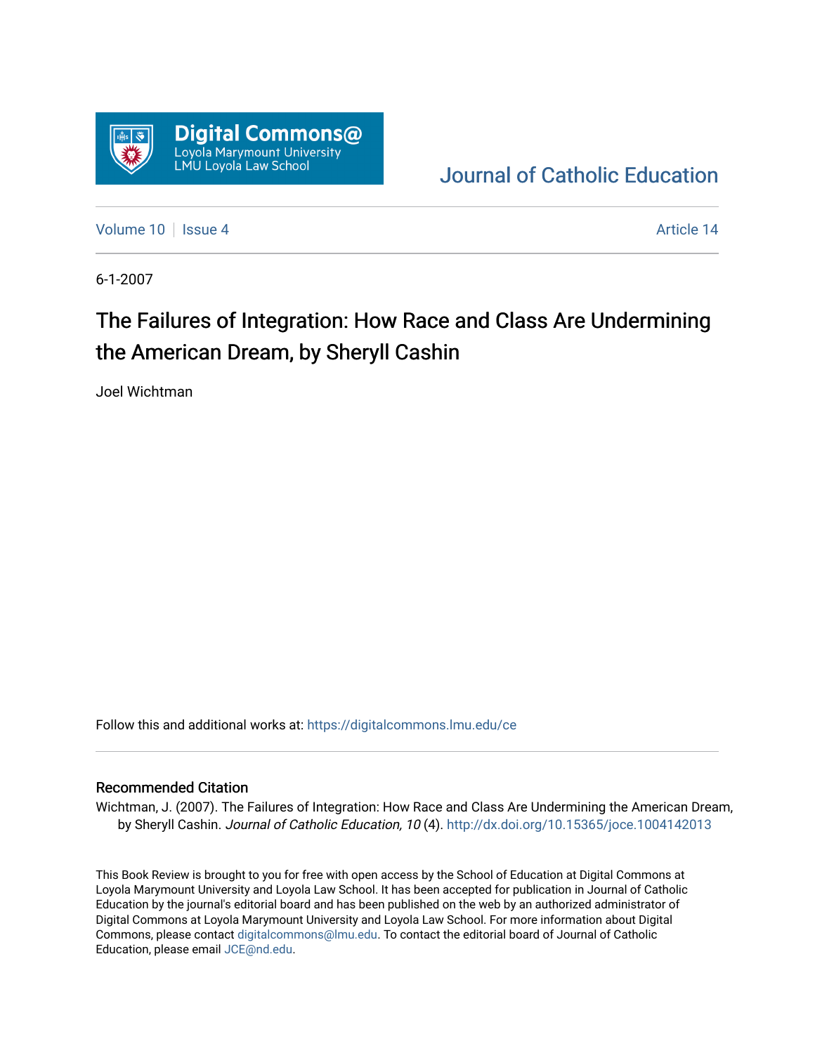Digital Commons@ Loyola Marymount University LMU Loyola Law School

Journal of Catholic Education

Volume 10 | Issue 4 | Article 14

6-1-2007

# The Failures of Integration: How Race and Class Are Undermining the American Dream, by Sheryll Cashin

Joel Wichtman

Follow this and additional works at: https://digitalcommons.lmu.edu/ce

## Recommended Citation

Wichtman, J. (2007). The Failures of Integration: How Race and Class Are Undermining the American Dream, by Sheryll Cashin. *Journal of Catholic Education, 10* (4). http://dx.doi.org/10.15365/joce.1004142013

This Book Review is brought to you for free with open access by the School of Education at Digital Commons at Loyola Marymount University and Loyola Law School. It has been accepted for publication in Journal of Catholic Education by the journal's editorial board and has been published on the web by an authorized administrator of Digital Commons at Loyola Marymount University and Loyola Law School. For more information about Digital Commons, please contact digitalcommons@lmu.edu. To contact the editorial board of Journal of Catholic Education, please email JCE@nd.edu.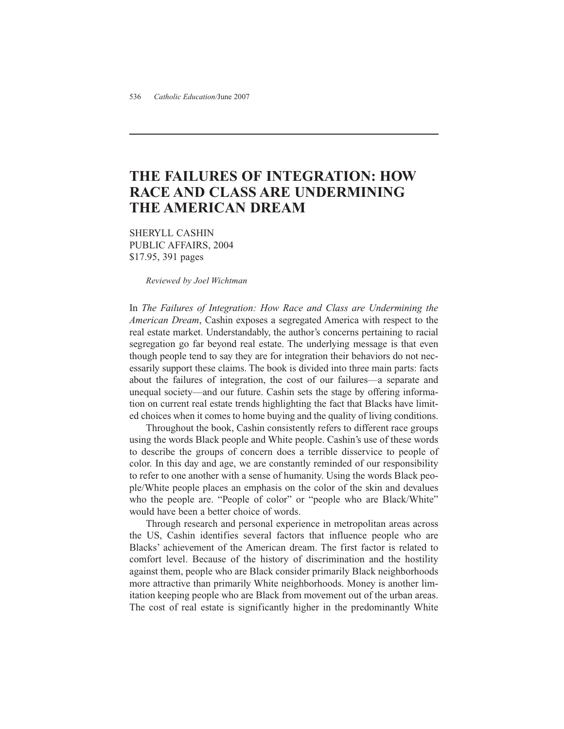# THE FAILURES OF INTEGRATION: HOW RACE AND CLASS ARE UNDERMINING THE AMERICAN DREAM

SHERYLL CASHIN
PUBLIC AFFAIRS, 2004
$17.95, 391 pages

*Reviewed by Joel Wichtman*

In *The Failures of Integration: How Race and Class are Undermining the American Dream*, Cashin exposes a segregated America with respect to the real estate market. Understandably, the author's concerns pertaining to racial segregation go far beyond real estate. The underlying message is that even though people tend to say they are for integration their behaviors do not necessarily support these claims. The book is divided into three main parts: facts about the failures of integration, the cost of our failures—a separate and unequal society—and our future. Cashin sets the stage by offering information on current real estate trends highlighting the fact that Blacks have limited choices when it comes to home buying and the quality of living conditions.

Throughout the book, Cashin consistently refers to different race groups using the words Black people and White people. Cashin's use of these words to describe the groups of concern does a terrible disservice to people of color. In this day and age, we are constantly reminded of our responsibility to refer to one another with a sense of humanity. Using the words Black people/White people places an emphasis on the color of the skin and devalues who the people are. "People of color" or "people who are Black/White" would have been a better choice of words.

Through research and personal experience in metropolitan areas across the US, Cashin identifies several factors that influence people who are Blacks' achievement of the American dream. The first factor is related to comfort level. Because of the history of discrimination and the hostility against them, people who are Black consider primarily Black neighborhoods more attractive than primarily White neighborhoods. Money is another limitation keeping people who are Black from movement out of the urban areas. The cost of real estate is significantly higher in the predominantly White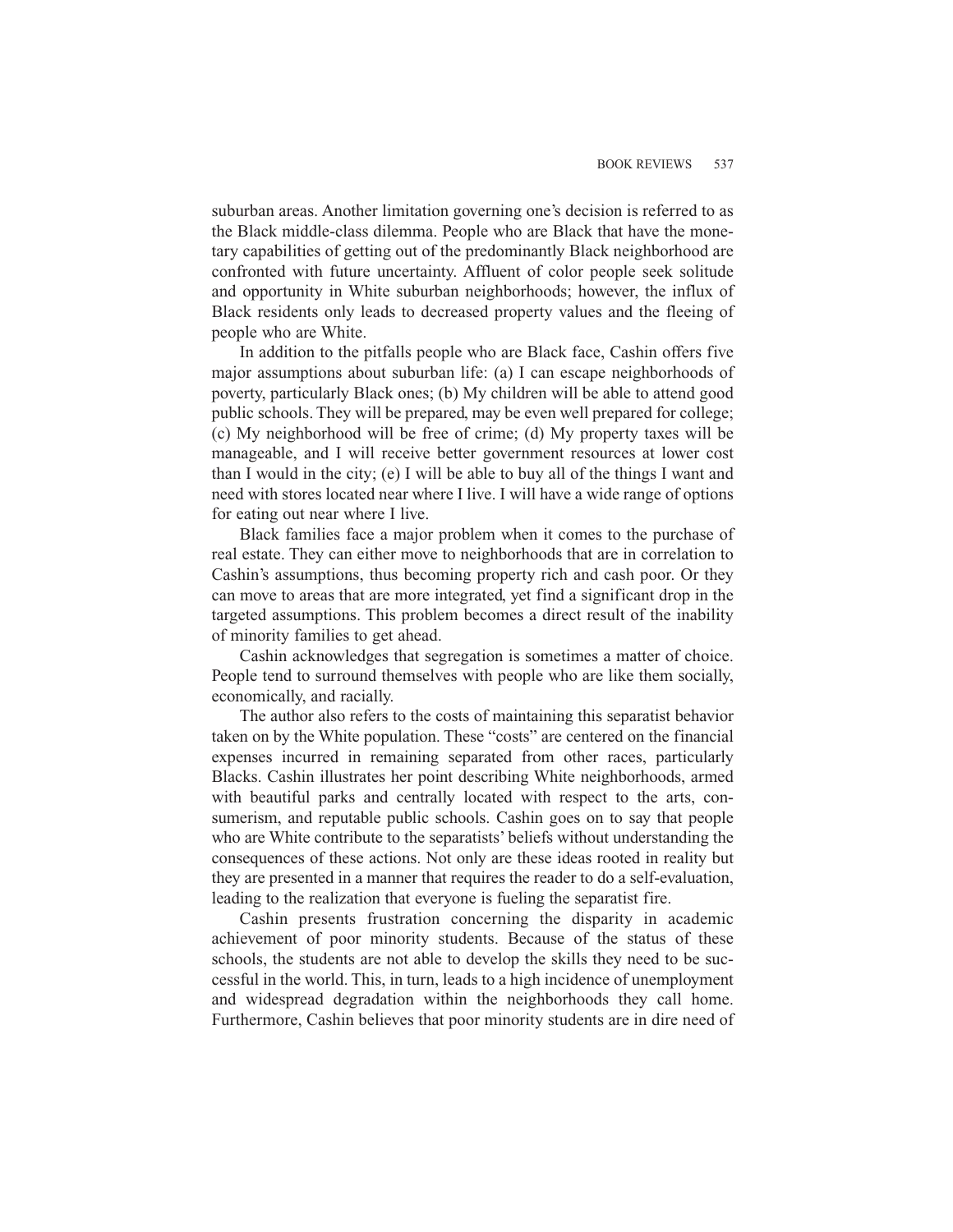suburban areas. Another limitation governing one's decision is referred to as the Black middle-class dilemma. People who are Black that have the monetary capabilities of getting out of the predominantly Black neighborhood are confronted with future uncertainty. Affluent of color people seek solitude and opportunity in White suburban neighborhoods; however, the influx of Black residents only leads to decreased property values and the fleeing of people who are White.

In addition to the pitfalls people who are Black face, Cashin offers five major assumptions about suburban life: (a) I can escape neighborhoods of poverty, particularly Black ones; (b) My children will be able to attend good public schools. They will be prepared, may be even well prepared for college; (c) My neighborhood will be free of crime; (d) My property taxes will be manageable, and I will receive better government resources at lower cost than I would in the city; (e) I will be able to buy all of the things I want and need with stores located near where I live. I will have a wide range of options for eating out near where I live.

Black families face a major problem when it comes to the purchase of real estate. They can either move to neighborhoods that are in correlation to Cashin's assumptions, thus becoming property rich and cash poor. Or they can move to areas that are more integrated, yet find a significant drop in the targeted assumptions. This problem becomes a direct result of the inability of minority families to get ahead.

Cashin acknowledges that segregation is sometimes a matter of choice. People tend to surround themselves with people who are like them socially, economically, and racially.

The author also refers to the costs of maintaining this separatist behavior taken on by the White population. These "costs" are centered on the financial expenses incurred in remaining separated from other races, particularly Blacks. Cashin illustrates her point describing White neighborhoods, armed with beautiful parks and centrally located with respect to the arts, consumerism, and reputable public schools. Cashin goes on to say that people who are White contribute to the separatists' beliefs without understanding the consequences of these actions. Not only are these ideas rooted in reality but they are presented in a manner that requires the reader to do a self-evaluation, leading to the realization that everyone is fueling the separatist fire.

Cashin presents frustration concerning the disparity in academic achievement of poor minority students. Because of the status of these schools, the students are not able to develop the skills they need to be successful in the world. This, in turn, leads to a high incidence of unemployment and widespread degradation within the neighborhoods they call home. Furthermore, Cashin believes that poor minority students are in dire need of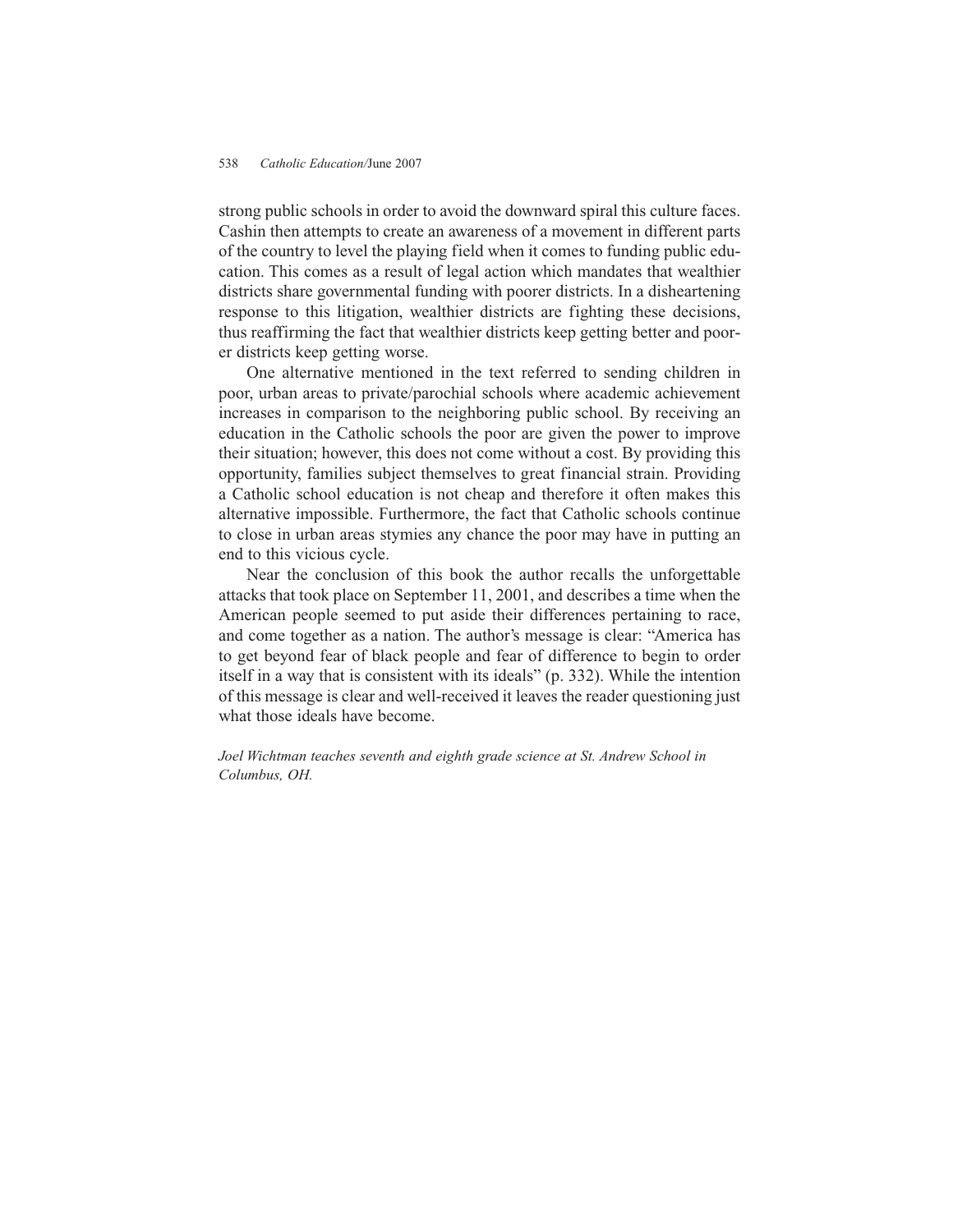strong public schools in order to avoid the downward spiral this culture faces. Cashin then attempts to create an awareness of a movement in different parts of the country to level the playing field when it comes to funding public education. This comes as a result of legal action which mandates that wealthier districts share governmental funding with poorer districts. In a disheartening response to this litigation, wealthier districts are fighting these decisions, thus reaffirming the fact that wealthier districts keep getting better and poorer districts keep getting worse.

One alternative mentioned in the text referred to sending children in poor, urban areas to private/parochial schools where academic achievement increases in comparison to the neighboring public school. By receiving an education in the Catholic schools the poor are given the power to improve their situation; however, this does not come without a cost. By providing this opportunity, families subject themselves to great financial strain. Providing a Catholic school education is not cheap and therefore it often makes this alternative impossible. Furthermore, the fact that Catholic schools continue to close in urban areas stymies any chance the poor may have in putting an end to this vicious cycle.

Near the conclusion of this book the author recalls the unforgettable attacks that took place on September 11, 2001, and describes a time when the American people seemed to put aside their differences pertaining to race, and come together as a nation. The author's message is clear: "America has to get beyond fear of black people and fear of difference to begin to order itself in a way that is consistent with its ideals" (p. 332). While the intention of this message is clear and well-received it leaves the reader questioning just what those ideals have become.

*Joel Wichtman teaches seventh and eighth grade science at St. Andrew School in Columbus, OH.*